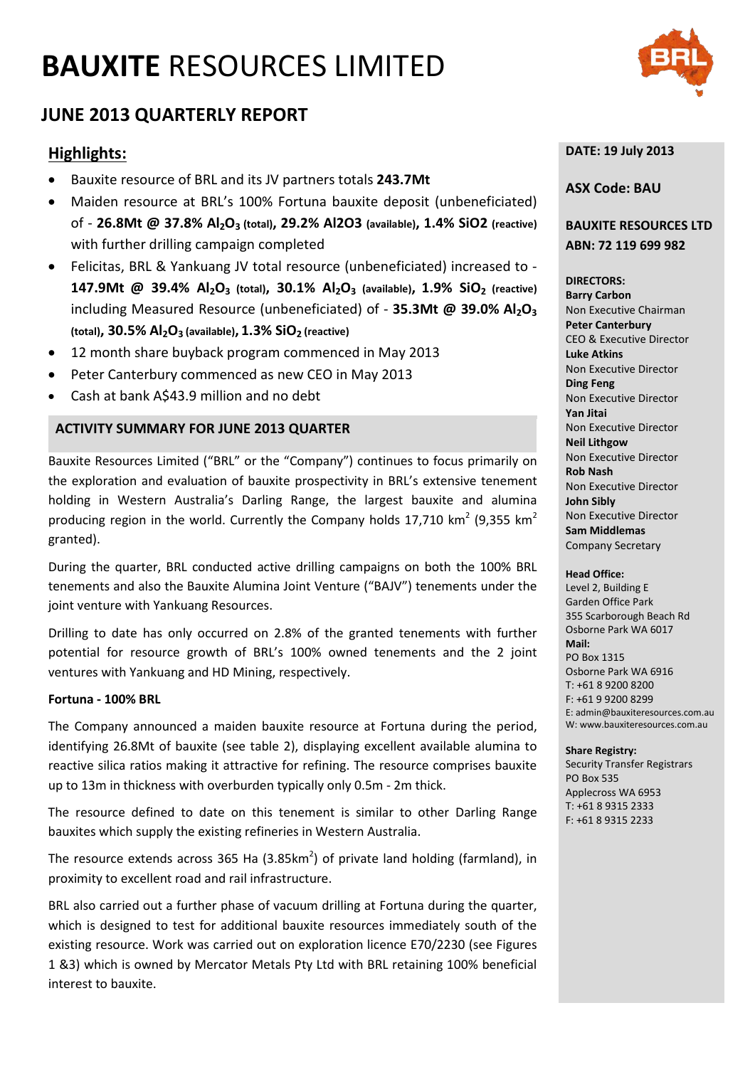# **BAUXITE** RESOURCES LIMITED

## JUNE 2013 QUARTERLY REPORT

### Highlights:

- Bauxite resource of BRL and its JV partners totals **243.7Mt**
- Maiden resource at BRL's 100% Fortuna bauxite deposit (unbeneficiated) of - **26.8Mt @ 37.8% $Al_2O_3$ (total), 29.2% Al2O3 (available), 1.4% SiO2 (reactive)** with further drilling campaign completed
- Felicitas, BRL & Yankuang JV total resource (unbeneficiated) increased to - **147.9Mt @ 39.4% $Al_2O_3$ (total), 30.1% $Al_2O_3$ (available), 1.9% $SiO_2$ (reactive)** including Measured Resource (unbeneficiated) of - **35.3Mt @ 39.0% $Al_2O_3$ (total), 30.5% $Al_2O_3$ (available), 1.3% $SiO_2$ (reactive)**
- 12 month share buyback program commenced in May 2013
- Peter Canterbury commenced as new CEO in May 2013
- Cash at bank A$43.9 million and no debt

### ACTIVITY SUMMARY FOR JUNE 2013 QUARTER

Bauxite Resources Limited ("BRL" or the "Company") continues to focus primarily on the exploration and evaluation of bauxite prospectivity in BRL's extensive tenement holding in Western Australia's Darling Range, the largest bauxite and alumina producing region in the world. Currently the Company holds 17,710 km$^2$ (9,355 km$^2$ granted).

During the quarter, BRL conducted active drilling campaigns on both the 100% BRL tenements and also the Bauxite Alumina Joint Venture ("BAJV") tenements under the joint venture with Yankuang Resources.

Drilling to date has only occurred on 2.8% of the granted tenements with further potential for resource growth of BRL's 100% owned tenements and the 2 joint ventures with Yankuang and HD Mining, respectively.

**Fortuna - 100% BRL**

The Company announced a maiden bauxite resource at Fortuna during the period, identifying 26.8Mt of bauxite (see table 2), displaying excellent available alumina to reactive silica ratios making it attractive for refining. The resource comprises bauxite up to 13m in thickness with overburden typically only 0.5m - 2m thick.

The resource defined to date on this tenement is similar to other Darling Range bauxites which supply the existing refineries in Western Australia.

The resource extends across 365 Ha (3.85km$^2$) of private land holding (farmland), in proximity to excellent road and rail infrastructure.

BRL also carried out a further phase of vacuum drilling at Fortuna during the quarter, which is designed to test for additional bauxite resources immediately south of the existing resource. Work was carried out on exploration licence E70/2230 (see Figures 1 &3) which is owned by Mercator Metals Pty Ltd with BRL retaining 100% beneficial interest to bauxite.

**DATE: 19 July 2013**

**ASX Code: BAU**

**BAUXITE RESOURCES LTD**
**ABN: 72 119 699 982**

**DIRECTORS:**
**Barry Carbon**
Non Executive Chairman
**Peter Canterbury**
CEO & Executive Director
**Luke Atkins**
Non Executive Director
**Ding Feng**
Non Executive Director
**Yan Jitai**
Non Executive Director
**Neil Lithgow**
Non Executive Director
**Rob Nash**
Non Executive Director
**John Sibly**
Non Executive Director
**Sam Middlemas**
Company Secretary

**Head Office:**
Level 2, Building E
Garden Office Park
355 Scarborough Beach Rd
Osborne Park WA 6017
**Mail:**
PO Box 1315
Osborne Park WA 6916
T: +61 8 9200 8200
F: +61 9 9200 8299
E: admin@bauxiteresources.com.au
W: www.bauxiteresources.com.au

**Share Registry:**
Security Transfer Registrars
PO Box 535
Applecross WA 6953
T: +61 8 9315 2333
F: +61 8 9315 2233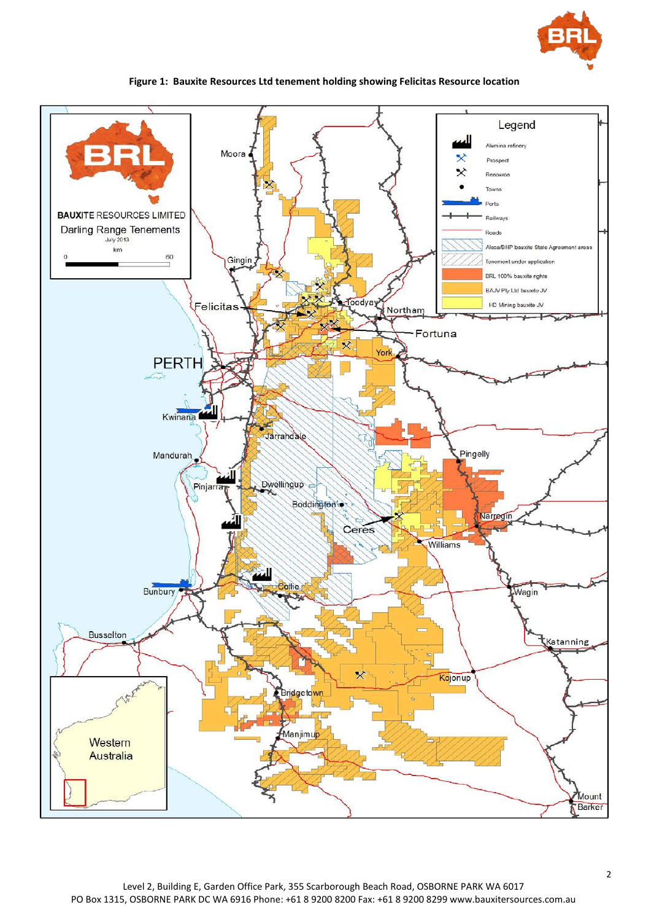**Figure 1: Bauxite Resources Ltd tenement holding showing Felicitas Resource location**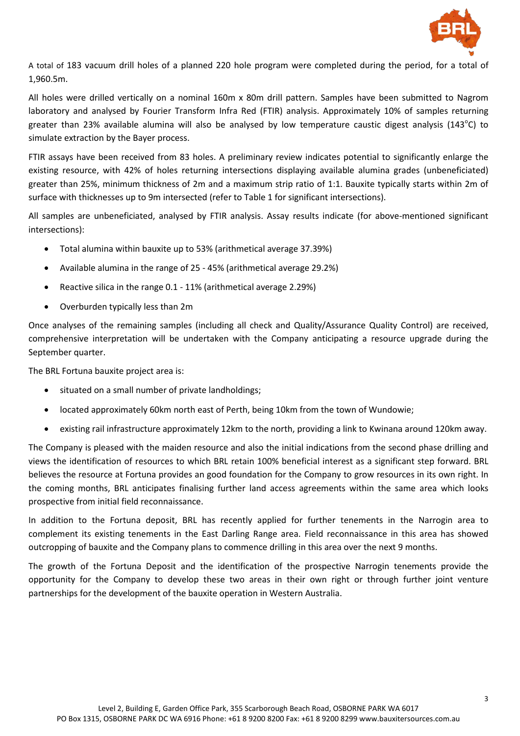A total of 183 vacuum drill holes of a planned 220 hole program were completed during the period, for a total of 1,960.5m.

All holes were drilled vertically on a nominal 160m x 80m drill pattern. Samples have been submitted to Nagrom laboratory and analysed by Fourier Transform Infra Red (FTIR) analysis. Approximately 10% of samples returning greater than 23% available alumina will also be analysed by low temperature caustic digest analysis (143°C) to simulate extraction by the Bayer process.

FTIR assays have been received from 83 holes. A preliminary review indicates potential to significantly enlarge the existing resource, with 42% of holes returning intersections displaying available alumina grades (unbeneficiated) greater than 25%, minimum thickness of 2m and a maximum strip ratio of 1:1. Bauxite typically starts within 2m of surface with thicknesses up to 9m intersected (refer to Table 1 for significant intersections).

All samples are unbeneficiated, analysed by FTIR analysis. Assay results indicate (for above-mentioned significant intersections):

- Total alumina within bauxite up to 53% (arithmetical average 37.39%)
- Available alumina in the range of 25 - 45% (arithmetical average 29.2%)
- Reactive silica in the range 0.1 - 11% (arithmetical average 2.29%)
- Overburden typically less than 2m

Once analyses of the remaining samples (including all check and Quality/Assurance Quality Control) are received, comprehensive interpretation will be undertaken with the Company anticipating a resource upgrade during the September quarter.

The BRL Fortuna bauxite project area is:

- situated on a small number of private landholdings;
- located approximately 60km north east of Perth, being 10km from the town of Wundowie;
- existing rail infrastructure approximately 12km to the north, providing a link to Kwinana around 120km away.

The Company is pleased with the maiden resource and also the initial indications from the second phase drilling and views the identification of resources to which BRL retain 100% beneficial interest as a significant step forward. BRL believes the resource at Fortuna provides an good foundation for the Company to grow resources in its own right. In the coming months, BRL anticipates finalising further land access agreements within the same area which looks prospective from initial field reconnaissance.

In addition to the Fortuna deposit, BRL has recently applied for further tenements in the Narrogin area to complement its existing tenements in the East Darling Range area. Field reconnaissance in this area has showed outcropping of bauxite and the Company plans to commence drilling in this area over the next 9 months.

The growth of the Fortuna Deposit and the identification of the prospective Narrogin tenements provide the opportunity for the Company to develop these two areas in their own right or through further joint venture partnerships for the development of the bauxite operation in Western Australia.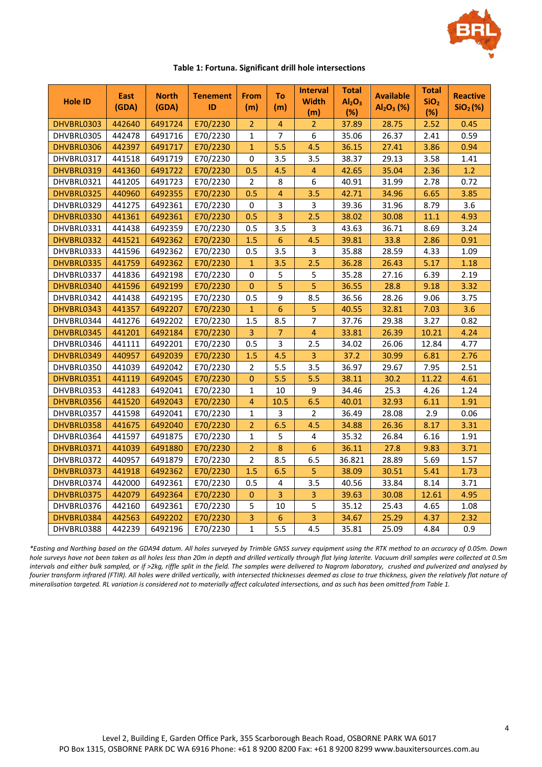**Table 1: Fortuna. Significant drill hole intersections**

| Hole ID | East (GDA) | North (GDA) | Tenement ID | From (m) | To (m) | Interval Width (m) | Total $Al_2O_3$ (%) | Available $Al_2O_3$ (%) | Total $SiO_2$ (%) | Reactive $SiO_2$ (%) |
|---|---|---|---|---|---|---|---|---|---|---|
| DHVBRL0303 | 442640 | 6491724 | E70/2230 | 2 | 4 | 2 | 37.89 | 28.75 | 2.52 | 0.45 |
| DHVBRL0305 | 442478 | 6491716 | E70/2230 | 1 | 7 | 6 | 35.06 | 26.37 | 2.41 | 0.59 |
| DHVBRL0306 | 442397 | 6491717 | E70/2230 | 1 | 5.5 | 4.5 | 36.15 | 27.41 | 3.86 | 0.94 |
| DHVBRL0317 | 441518 | 6491719 | E70/2230 | 0 | 3.5 | 3.5 | 38.37 | 29.13 | 3.58 | 1.41 |
| DHVBRL0319 | 441360 | 6491722 | E70/2230 | 0.5 | 4.5 | 4 | 42.65 | 35.04 | 2.36 | 1.2 |
| DHVBRL0321 | 441205 | 6491723 | E70/2230 | 2 | 8 | 6 | 40.91 | 31.99 | 2.78 | 0.72 |
| DHVBRL0325 | 440960 | 6492355 | E70/2230 | 0.5 | 4 | 3.5 | 42.71 | 34.96 | 6.65 | 3.85 |
| DHVBRL0329 | 441275 | 6492361 | E70/2230 | 0 | 3 | 3 | 39.36 | 31.96 | 8.79 | 3.6 |
| DHVBRL0330 | 441361 | 6492361 | E70/2230 | 0.5 | 3 | 2.5 | 38.02 | 30.08 | 11.1 | 4.93 |
| DHVBRL0331 | 441438 | 6492359 | E70/2230 | 0.5 | 3.5 | 3 | 43.63 | 36.71 | 8.69 | 3.24 |
| DHVBRL0332 | 441521 | 6492362 | E70/2230 | 1.5 | 6 | 4.5 | 39.81 | 33.8 | 2.86 | 0.91 |
| DHVBRL0333 | 441596 | 6492362 | E70/2230 | 0.5 | 3.5 | 3 | 35.88 | 28.59 | 4.33 | 1.09 |
| DHVBRL0335 | 441759 | 6492362 | E70/2230 | 1 | 3.5 | 2.5 | 36.28 | 26.43 | 5.17 | 1.18 |
| DHVBRL0337 | 441836 | 6492198 | E70/2230 | 0 | 5 | 5 | 35.28 | 27.16 | 6.39 | 2.19 |
| DHVBRL0340 | 441596 | 6492199 | E70/2230 | 0 | 5 | 5 | 36.55 | 28.8 | 9.18 | 3.32 |
| DHVBRL0342 | 441438 | 6492195 | E70/2230 | 0.5 | 9 | 8.5 | 36.56 | 28.26 | 9.06 | 3.75 |
| DHVBRL0343 | 441357 | 6492207 | E70/2230 | 1 | 6 | 5 | 40.55 | 32.81 | 7.03 | 3.6 |
| DHVBRL0344 | 441276 | 6492202 | E70/2230 | 1.5 | 8.5 | 7 | 37.76 | 29.38 | 3.27 | 0.82 |
| DHVBRL0345 | 441201 | 6492184 | E70/2230 | 3 | 7 | 4 | 33.81 | 26.39 | 10.21 | 4.24 |
| DHVBRL0346 | 441111 | 6492201 | E70/2230 | 0.5 | 3 | 2.5 | 34.02 | 26.06 | 12.84 | 4.77 |
| DHVBRL0349 | 440957 | 6492039 | E70/2230 | 1.5 | 4.5 | 3 | 37.2 | 30.99 | 6.81 | 2.76 |
| DHVBRL0350 | 441039 | 6492042 | E70/2230 | 2 | 5.5 | 3.5 | 36.97 | 29.67 | 7.95 | 2.51 |
| DHVBRL0351 | 441119 | 6492045 | E70/2230 | 0 | 5.5 | 5.5 | 38.11 | 30.2 | 11.22 | 4.61 |
| DHVBRL0353 | 441283 | 6492041 | E70/2230 | 1 | 10 | 9 | 34.46 | 25.3 | 4.26 | 1.24 |
| DHVBRL0356 | 441520 | 6492043 | E70/2230 | 4 | 10.5 | 6.5 | 40.01 | 32.93 | 6.11 | 1.91 |
| DHVBRL0357 | 441598 | 6492041 | E70/2230 | 1 | 3 | 2 | 36.49 | 28.08 | 2.9 | 0.06 |
| DHVBRL0358 | 441675 | 6492040 | E70/2230 | 2 | 6.5 | 4.5 | 34.88 | 26.36 | 8.17 | 3.31 |
| DHVBRL0364 | 441597 | 6491875 | E70/2230 | 1 | 5 | 4 | 35.32 | 26.84 | 6.16 | 1.91 |
| DHVBRL0371 | 441039 | 6491880 | E70/2230 | 2 | 8 | 6 | 36.11 | 27.8 | 9.83 | 3.71 |
| DHVBRL0372 | 440957 | 6491879 | E70/2230 | 2 | 8.5 | 6.5 | 36.821 | 28.89 | 5.69 | 1.57 |
| DHVBRL0373 | 441918 | 6492362 | E70/2230 | 1.5 | 6.5 | 5 | 38.09 | 30.51 | 5.41 | 1.73 |
| DHVBRL0374 | 442000 | 6492361 | E70/2230 | 0.5 | 4 | 3.5 | 40.56 | 33.84 | 8.14 | 3.71 |
| DHVBRL0375 | 442079 | 6492364 | E70/2230 | 0 | 3 | 3 | 39.63 | 30.08 | 12.61 | 4.95 |
| DHVBRL0376 | 442160 | 6492361 | E70/2230 | 5 | 10 | 5 | 35.12 | 25.43 | 4.65 | 1.08 |
| DHVBRL0384 | 442563 | 6492202 | E70/2230 | 3 | 6 | 3 | 34.67 | 25.29 | 4.37 | 2.32 |
| DHVBRL0388 | 442239 | 6492196 | E70/2230 | 1 | 5.5 | 4.5 | 35.81 | 25.09 | 4.84 | 0.9 |

*\*Easting and Northing based on the GDA94 datum. All holes surveyed by Trimble GNSS survey equipment using the RTK method to an accuracy of 0.05m. Down hole surveys have not been taken as all holes less than 20m in depth and drilled vertically through flat lying laterite. Vacuum drill samples were collected at 0.5m intervals and either bulk sampled, or if >2kg, riffle split in the field. The samples were delivered to Nagrom laboratory, crushed and pulverized and analysed by fourier transform infrared (FTIR). All holes were drilled vertically, with intersected thicknesses deemed as close to true thickness, given the relatively flat nature of mineralisation targeted. RL variation is considered not to materially affect calculated intersections, and as such has been omitted from Table 1.*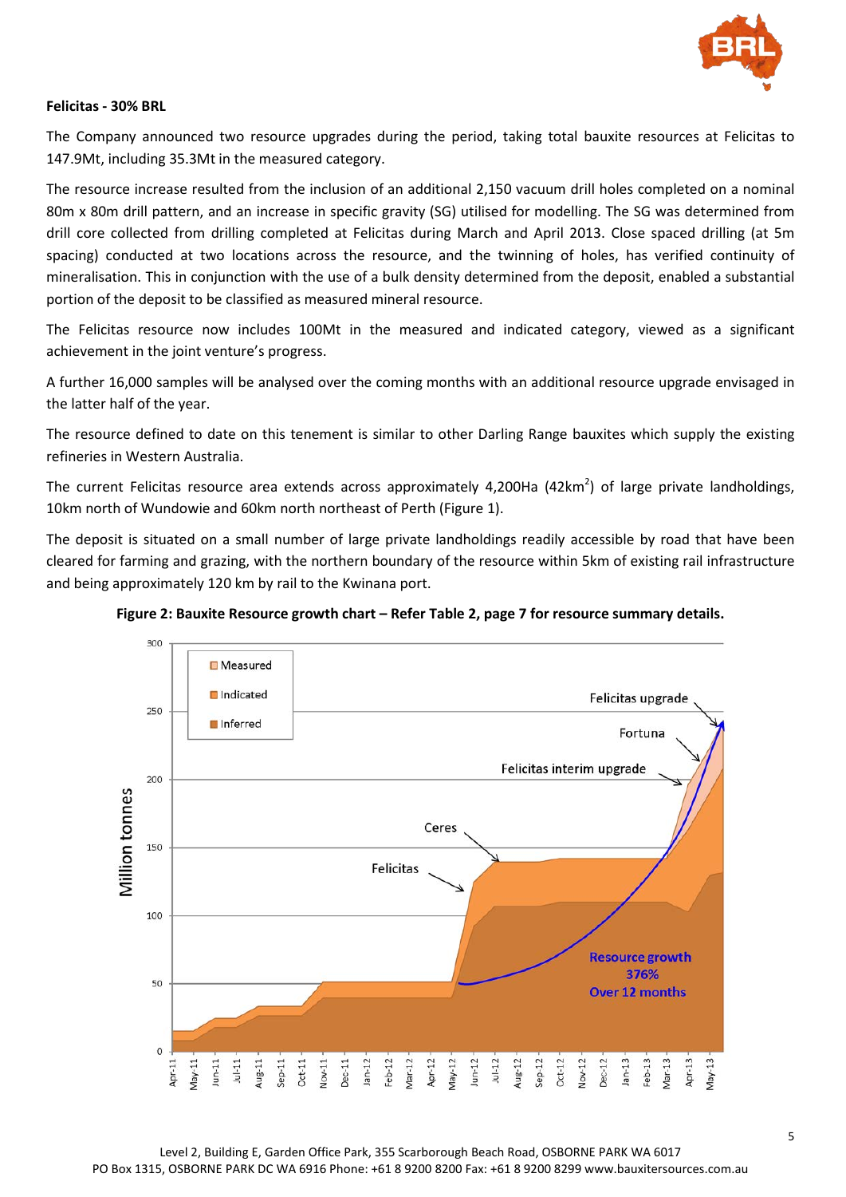**Felicitas - 30% BRL**

The Company announced two resource upgrades during the period, taking total bauxite resources at Felicitas to 147.9Mt, including 35.3Mt in the measured category.

The resource increase resulted from the inclusion of an additional 2,150 vacuum drill holes completed on a nominal 80m x 80m drill pattern, and an increase in specific gravity (SG) utilised for modelling. The SG was determined from drill core collected from drilling completed at Felicitas during March and April 2013. Close spaced drilling (at 5m spacing) conducted at two locations across the resource, and the twinning of holes, has verified continuity of mineralisation. This in conjunction with the use of a bulk density determined from the deposit, enabled a substantial portion of the deposit to be classified as measured mineral resource.

The Felicitas resource now includes 100Mt in the measured and indicated category, viewed as a significant achievement in the joint venture's progress.

A further 16,000 samples will be analysed over the coming months with an additional resource upgrade envisaged in the latter half of the year.

The resource defined to date on this tenement is similar to other Darling Range bauxites which supply the existing refineries in Western Australia.

The current Felicitas resource area extends across approximately 4,200Ha (42km$^2$) of large private landholdings, 10km north of Wundowie and 60km north northeast of Perth (Figure 1).

The deposit is situated on a small number of large private landholdings readily accessible by road that have been cleared for farming and grazing, with the northern boundary of the resource within 5km of existing rail infrastructure and being approximately 120 km by rail to the Kwinana port.

**Figure 2: Bauxite Resource growth chart – Refer Table 2, page 7 for resource summary details.**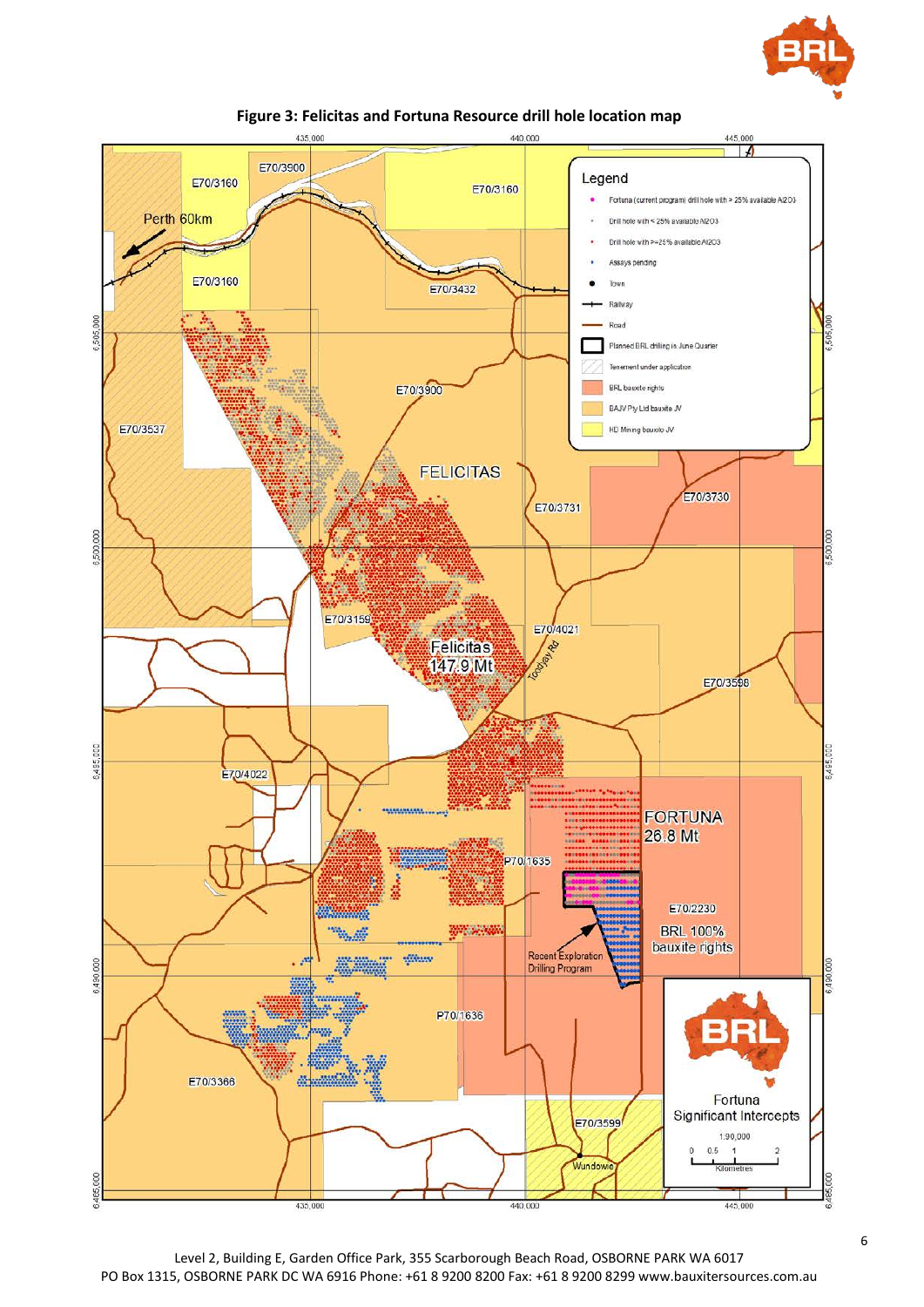**Figure 3: Felicitas and Fortuna Resource drill hole location map**

Level 2, Building E, Garden Office Park, 355 Scarborough Beach Road, OSBORNE PARK WA 6017
PO Box 1315, OSBORNE PARK DC WA 6916 Phone: +61 8 9200 8200 Fax: +61 8 9200 8299 www.bauxitersources.com.au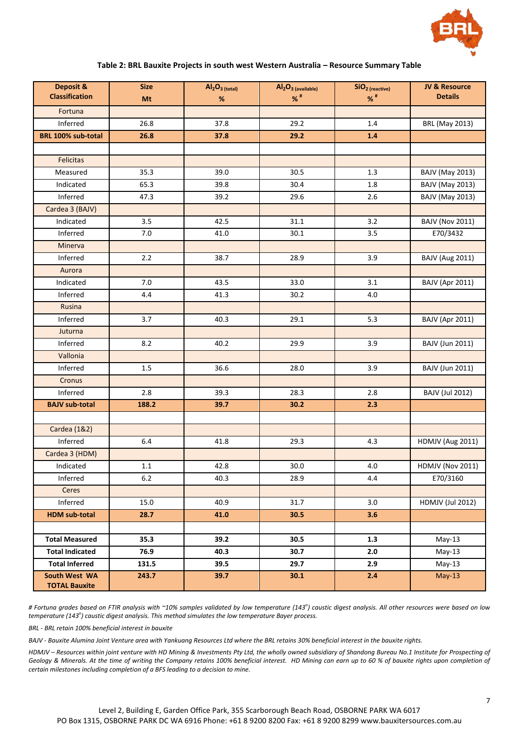**Table 2: BRL Bauxite Projects in south west Western Australia – Resource Summary Table**

| Deposit & Classification | Size Mt | $Al_2O_3$ (total) % | $Al_2O_3$ (available) % # | $SiO_2$ (reactive) % # | JV & Resource Details |
|---|---|---|---|---|---|
| Fortuna | | | | | |
| Inferred | 26.8 | 37.8 | 29.2 | 1.4 | BRL (May 2013) |
| **BRL 100% sub-total** | **26.8** | **37.8** | **29.2** | **1.4** | |
| | | | | | |
| Felicitas | | | | | |
| Measured | 35.3 | 39.0 | 30.5 | 1.3 | BAJV (May 2013) |
| Indicated | 65.3 | 39.8 | 30.4 | 1.8 | BAJV (May 2013) |
| Inferred | 47.3 | 39.2 | 29.6 | 2.6 | BAJV (May 2013) |
| Cardea 3 (BAJV) | | | | | |
| Indicated | 3.5 | 42.5 | 31.1 | 3.2 | BAJV (Nov 2011) |
| Inferred | 7.0 | 41.0 | 30.1 | 3.5 | E70/3432 |
| Minerva | | | | | |
| Inferred | 2.2 | 38.7 | 28.9 | 3.9 | BAJV (Aug 2011) |
| Aurora | | | | | |
| Indicated | 7.0 | 43.5 | 33.0 | 3.1 | BAJV (Apr 2011) |
| Inferred | 4.4 | 41.3 | 30.2 | 4.0 | |
| Rusina | | | | | |
| Inferred | 3.7 | 40.3 | 29.1 | 5.3 | BAJV (Apr 2011) |
| Juturna | | | | | |
| Inferred | 8.2 | 40.2 | 29.9 | 3.9 | BAJV (Jun 2011) |
| Vallonia | | | | | |
| Inferred | 1.5 | 36.6 | 28.0 | 3.9 | BAJV (Jun 2011) |
| Cronus | | | | | |
| Inferred | 2.8 | 39.3 | 28.3 | 2.8 | BAJV (Jul 2012) |
| **BAJV sub-total** | **188.2** | **39.7** | **30.2** | **2.3** | |
| | | | | | |
| Cardea (1&2) | | | | | |
| Inferred | 6.4 | 41.8 | 29.3 | 4.3 | HDMJV (Aug 2011) |
| Cardea 3 (HDM) | | | | | |
| Indicated | 1.1 | 42.8 | 30.0 | 4.0 | HDMJV (Nov 2011) |
| Inferred | 6.2 | 40.3 | 28.9 | 4.4 | E70/3160 |
| Ceres | | | | | |
| Inferred | 15.0 | 40.9 | 31.7 | 3.0 | HDMJV (Jul 2012) |
| **HDM sub-total** | **28.7** | **41.0** | **30.5** | **3.6** | |
| | | | | | |
| **Total Measured** | **35.3** | **39.2** | **30.5** | **1.3** | May-13 |
| **Total Indicated** | **76.9** | **40.3** | **30.7** | **2.0** | May-13 |
| **Total Inferred** | **131.5** | **39.5** | **29.7** | **2.9** | May-13 |
| **South West WA TOTAL Bauxite** | **243.7** | **39.7** | **30.1** | **2.4** | May-13 |

*# Fortuna grades based on FTIR analysis with ~10% samples validated by low temperature (143°) caustic digest analysis. All other resources were based on low temperature (143°) caustic digest analysis. This method simulates the low temperature Bayer process.*

*BRL - BRL retain 100% beneficial interest in bauxite*

*BAJV - Bauxite Alumina Joint Venture area with Yankuang Resources Ltd where the BRL retains 30% beneficial interest in the bauxite rights.*

*HDMJV – Resources within joint venture with HD Mining & Investments Pty Ltd, the wholly owned subsidiary of Shandong Bureau No.1 Institute for Prospecting of Geology & Minerals. At the time of writing the Company retains 100% beneficial interest. HD Mining can earn up to 60 % of bauxite rights upon completion of certain milestones including completion of a BFS leading to a decision to mine.*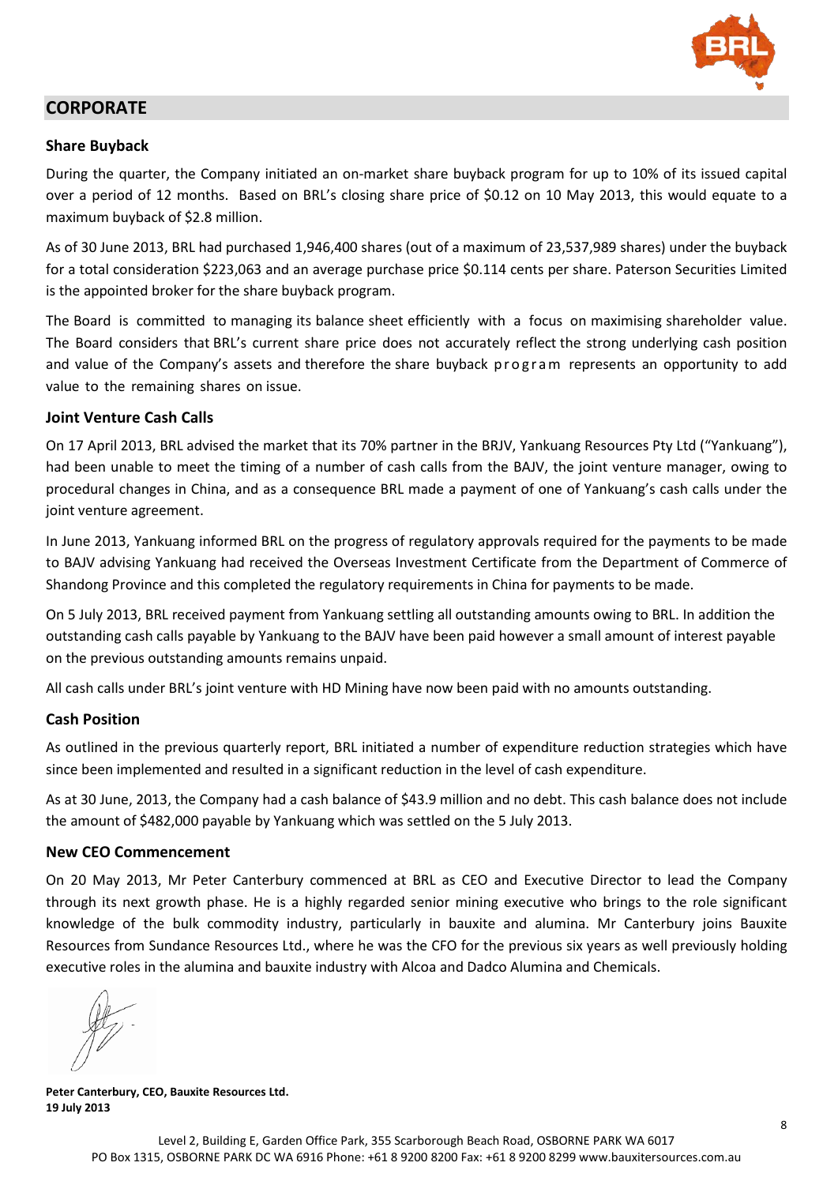## CORPORATE

### Share Buyback

During the quarter, the Company initiated an on-market share buyback program for up to 10% of its issued capital over a period of 12 months. Based on BRL's closing share price of $0.12 on 10 May 2013, this would equate to a maximum buyback of $2.8 million.

As of 30 June 2013, BRL had purchased 1,946,400 shares (out of a maximum of 23,537,989 shares) under the buyback for a total consideration $223,063 and an average purchase price $0.114 cents per share. Paterson Securities Limited is the appointed broker for the share buyback program.

The Board is committed to managing its balance sheet efficiently with a focus on maximising shareholder value. The Board considers that BRL's current share price does not accurately reflect the strong underlying cash position and value of the Company's assets and therefore the share buyback program represents an opportunity to add value to the remaining shares on issue.

### Joint Venture Cash Calls

On 17 April 2013, BRL advised the market that its 70% partner in the BRJV, Yankuang Resources Pty Ltd ("Yankuang"), had been unable to meet the timing of a number of cash calls from the BAJV, the joint venture manager, owing to procedural changes in China, and as a consequence BRL made a payment of one of Yankuang's cash calls under the joint venture agreement.

In June 2013, Yankuang informed BRL on the progress of regulatory approvals required for the payments to be made to BAJV advising Yankuang had received the Overseas Investment Certificate from the Department of Commerce of Shandong Province and this completed the regulatory requirements in China for payments to be made.

On 5 July 2013, BRL received payment from Yankuang settling all outstanding amounts owing to BRL. In addition the outstanding cash calls payable by Yankuang to the BAJV have been paid however a small amount of interest payable on the previous outstanding amounts remains unpaid.

All cash calls under BRL's joint venture with HD Mining have now been paid with no amounts outstanding.

### Cash Position

As outlined in the previous quarterly report, BRL initiated a number of expenditure reduction strategies which have since been implemented and resulted in a significant reduction in the level of cash expenditure.

As at 30 June, 2013, the Company had a cash balance of $43.9 million and no debt. This cash balance does not include the amount of $482,000 payable by Yankuang which was settled on the 5 July 2013.

### New CEO Commencement

On 20 May 2013, Mr Peter Canterbury commenced at BRL as CEO and Executive Director to lead the Company through its next growth phase. He is a highly regarded senior mining executive who brings to the role significant knowledge of the bulk commodity industry, particularly in bauxite and alumina. Mr Canterbury joins Bauxite Resources from Sundance Resources Ltd., where he was the CFO for the previous six years as well previously holding executive roles in the alumina and bauxite industry with Alcoa and Dadco Alumina and Chemicals.

**Peter Canterbury, CEO, Bauxite Resources Ltd.**
**19 July 2013**

Level 2, Building E, Garden Office Park, 355 Scarborough Beach Road, OSBORNE PARK WA 6017
PO Box 1315, OSBORNE PARK DC WA 6916 Phone: +61 8 9200 8200 Fax: +61 8 9200 8299 www.bauxitersources.com.au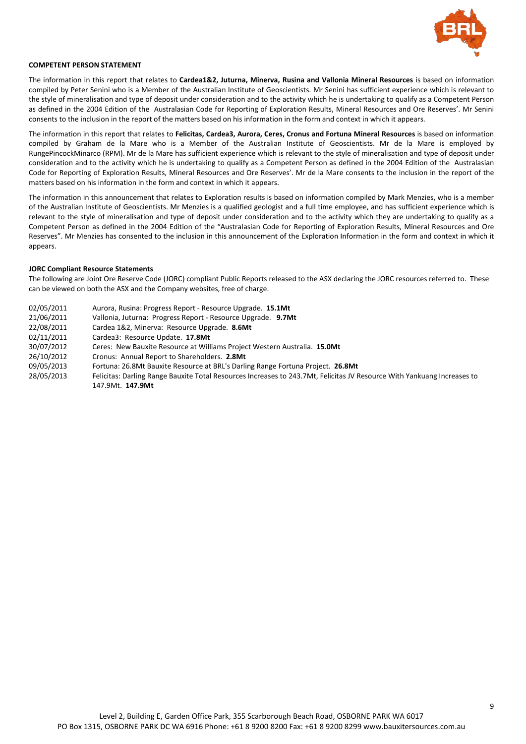**COMPETENT PERSON STATEMENT**

The information in this report that relates to **Cardea1&2, Juturna, Minerva, Rusina and Vallonia Mineral Resources** is based on information compiled by Peter Senini who is a Member of the Australian Institute of Geoscientists. Mr Senini has sufficient experience which is relevant to the style of mineralisation and type of deposit under consideration and to the activity which he is undertaking to qualify as a Competent Person as defined in the 2004 Edition of the Australasian Code for Reporting of Exploration Results, Mineral Resources and Ore Reserves'. Mr Senini consents to the inclusion in the report of the matters based on his information in the form and context in which it appears.

The information in this report that relates to **Felicitas, Cardea3, Aurora, Ceres, Cronus and Fortuna Mineral Resources** is based on information compiled by Graham de la Mare who is a Member of the Australian Institute of Geoscientists. Mr de la Mare is employed by RungePincockMinarco (RPM). Mr de la Mare has sufficient experience which is relevant to the style of mineralisation and type of deposit under consideration and to the activity which he is undertaking to qualify as a Competent Person as defined in the 2004 Edition of the Australasian Code for Reporting of Exploration Results, Mineral Resources and Ore Reserves'. Mr de la Mare consents to the inclusion in the report of the matters based on his information in the form and context in which it appears.

The information in this announcement that relates to Exploration results is based on information compiled by Mark Menzies, who is a member of the Australian Institute of Geoscientists. Mr Menzies is a qualified geologist and a full time employee, and has sufficient experience which is relevant to the style of mineralisation and type of deposit under consideration and to the activity which they are undertaking to qualify as a Competent Person as defined in the 2004 Edition of the "Australasian Code for Reporting of Exploration Results, Mineral Resources and Ore Reserves". Mr Menzies has consented to the inclusion in this announcement of the Exploration Information in the form and context in which it appears.

**JORC Compliant Resource Statements**

The following are Joint Ore Reserve Code (JORC) compliant Public Reports released to the ASX declaring the JORC resources referred to. These can be viewed on both the ASX and the Company websites, free of charge.

| | |
|---|---|
| 02/05/2011 | Aurora, Rusina: Progress Report - Resource Upgrade. **15.1Mt** |
| 21/06/2011 | Vallonia, Juturna: Progress Report - Resource Upgrade. **9.7Mt** |
| 22/08/2011 | Cardea 1&2, Minerva: Resource Upgrade. **8.6Mt** |
| 02/11/2011 | Cardea3: Resource Update. **17.8Mt** |
| 30/07/2012 | Ceres: New Bauxite Resource at Williams Project Western Australia. **15.0Mt** |
| 26/10/2012 | Cronus: Annual Report to Shareholders. **2.8Mt** |
| 09/05/2013 | Fortuna: 26.8Mt Bauxite Resource at BRL's Darling Range Fortuna Project. **26.8Mt** |
| 28/05/2013 | Felicitas: Darling Range Bauxite Total Resources Increases to 243.7Mt, Felicitas JV Resource With Yankuang Increases to 147.9Mt. **147.9Mt** |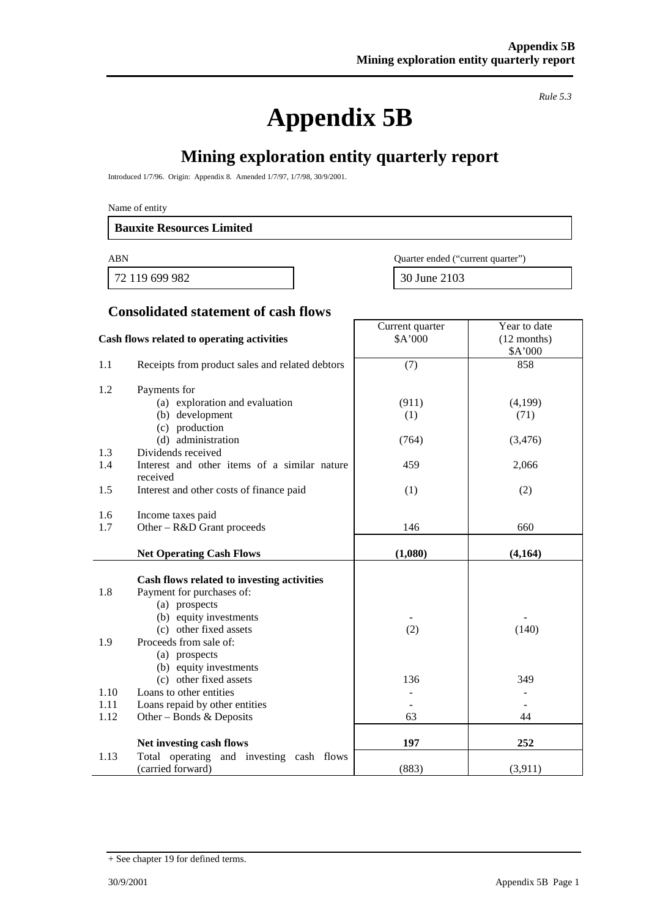*Rule 5.3*

# Appendix 5B

## Mining exploration entity quarterly report

Introduced 1/7/96. Origin: Appendix 8. Amended 1/7/97, 1/7/98, 30/9/2001.

Name of entity

**Bauxite Resources Limited**

| ABN | Quarter ended ("current quarter") |
|---|---|
| 72 119 699 982 | 30 June 2103 |

### Consolidated statement of cash flows

| | Cash flows related to operating activities | Current quarter $A'000 | Year to date (12 months) $A'000 |
|---|---|---|---|
| 1.1 | Receipts from product sales and related debtors | (7) | 858 |
| 1.2 | Payments for | | |
| | (a) exploration and evaluation | (911) | (4,199) |
| | (b) development | (1) | (71) |
| | (c) production | | |
| | (d) administration | (764) | (3,476) |
| 1.3 | Dividends received | | |
| 1.4 | Interest and other items of a similar nature received | 459 | 2,066 |
| 1.5 | Interest and other costs of finance paid | (1) | (2) |
| 1.6 | Income taxes paid | | |
| 1.7 | Other – R&D Grant proceeds | 146 | 660 |
| | **Net Operating Cash Flows** | **(1,080)** | **(4,164)** |
| | **Cash flows related to investing activities** | | |
| 1.8 | Payment for purchases of: | | |
| | (a) prospects | | |
| | (b) equity investments | - | - |
| | (c) other fixed assets | (2) | (140) |
| 1.9 | Proceeds from sale of: | | |
| | (a) prospects | | |
| | (b) equity investments | | |
| | (c) other fixed assets | 136 | 349 |
| 1.10 | Loans to other entities | - | - |
| 1.11 | Loans repaid by other entities | - | - |
| 1.12 | Other – Bonds & Deposits | 63 | 44 |
| | **Net investing cash flows** | **197** | **252** |
| 1.13 | Total operating and investing cash flows (carried forward) | (883) | (3,911) |

+ See chapter 19 for defined terms.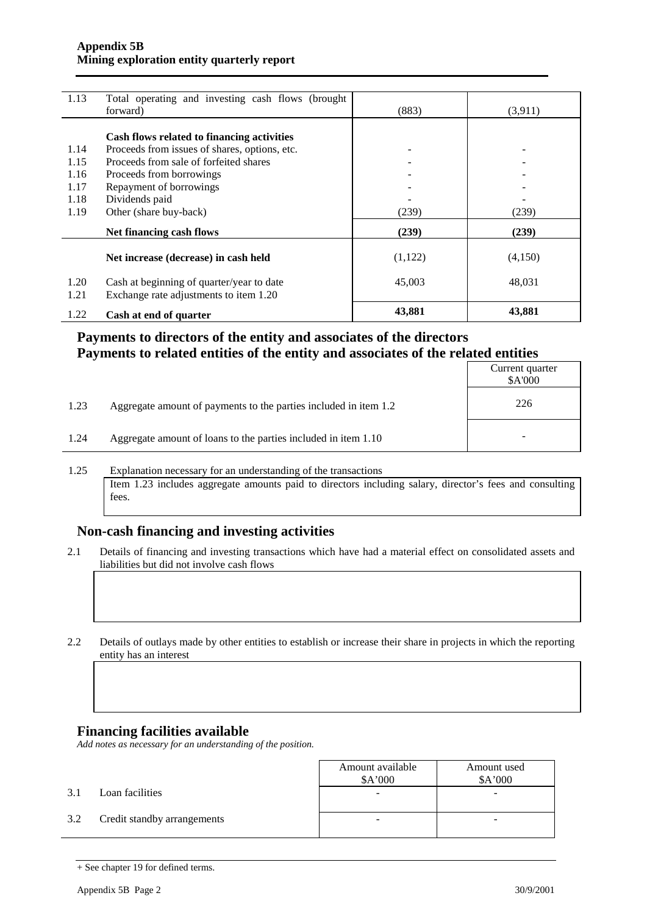| | | | |
|---|---|---|---|
| 1.13 | Total operating and investing cash flows (brought forward) | (883) | (3,911) |
| | **Cash flows related to financing activities** | | |
| 1.14 | Proceeds from issues of shares, options, etc. | - | - |
| 1.15 | Proceeds from sale of forfeited shares | - | - |
| 1.16 | Proceeds from borrowings | - | - |
| 1.17 | Repayment of borrowings | - | - |
| 1.18 | Dividends paid | - | - |
| 1.19 | Other (share buy-back) | (239) | (239) |
| | **Net financing cash flows** | **(239)** | **(239)** |
| | **Net increase (decrease) in cash held** | (1,122) | (4,150) |
| 1.20 | Cash at beginning of quarter/year to date | 45,003 | 48,031 |
| 1.21 | Exchange rate adjustments to item 1.20 | | |
| 1.22 | **Cash at end of quarter** | **43,881** | **43,881** |

## Payments to directors of the entity and associates of the directors
## Payments to related entities of the entity and associates of the related entities

| | | Current quarter $A'000 |
|---|---|---|
| 1.23 | Aggregate amount of payments to the parties included in item 1.2 | 226 |
| 1.24 | Aggregate amount of loans to the parties included in item 1.10 | - |

1.25 Explanation necessary for an understanding of the transactions

Item 1.23 includes aggregate amounts paid to directors including salary, director's fees and consulting fees.

## Non-cash financing and investing activities

2.1 Details of financing and investing transactions which have had a material effect on consolidated assets and liabilities but did not involve cash flows

2.2 Details of outlays made by other entities to establish or increase their share in projects in which the reporting entity has an interest

## Financing facilities available

*Add notes as necessary for an understanding of the position.*

| | | Amount available $A'000 | Amount used $A'000 |
|---|---|---|---|
| 3.1 | Loan facilities | - | - |
| 3.2 | Credit standby arrangements | - | - |

+ See chapter 19 for defined terms.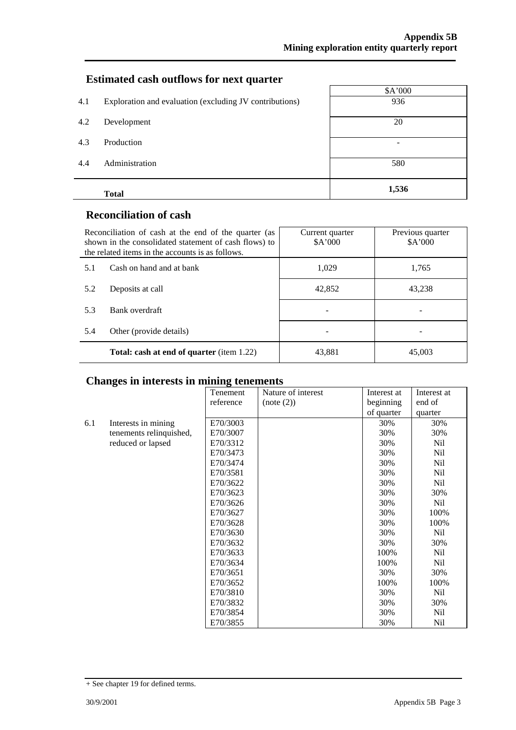## Estimated cash outflows for next quarter

| | | $A'000 |
|---|---|---|
| 4.1 | Exploration and evaluation (excluding JV contributions) | 936 |
| 4.2 | Development | 20 |
| 4.3 | Production | - |
| 4.4 | Administration | 580 |
| | **Total** | **1,536** |

## Reconciliation of cash

| Reconciliation of cash at the end of the quarter (as shown in the consolidated statement of cash flows) to the related items in the accounts is as follows. | | Current quarter $A'000 | Previous quarter $A'000 |
|---|---|---|---|
| 5.1 | Cash on hand and at bank | 1,029 | 1,765 |
| 5.2 | Deposits at call | 42,852 | 43,238 |
| 5.3 | Bank overdraft | - | - |
| 5.4 | Other (provide details) | - | - |
| | **Total: cash at end of quarter** (item 1.22) | 43,881 | 45,003 |

## Changes in interests in mining tenements

| | | Tenement reference | Nature of interest (note (2)) | Interest at beginning of quarter | Interest at end of quarter |
|---|---|---|---|---|---|
| 6.1 | Interests in mining tenements relinquished, reduced or lapsed | E70/3003 | | 30% | 30% |
| | | E70/3007 | | 30% | 30% |
| | | E70/3312 | | 30% | Nil |
| | | E70/3473 | | 30% | Nil |
| | | E70/3474 | | 30% | Nil |
| | | E70/3581 | | 30% | Nil |
| | | E70/3622 | | 30% | Nil |
| | | E70/3623 | | 30% | 30% |
| | | E70/3626 | | 30% | Nil |
| | | E70/3627 | | 30% | 100% |
| | | E70/3628 | | 30% | 100% |
| | | E70/3630 | | 30% | Nil |
| | | E70/3632 | | 30% | 30% |
| | | E70/3633 | | 100% | Nil |
| | | E70/3634 | | 100% | Nil |
| | | E70/3651 | | 30% | 30% |
| | | E70/3652 | | 100% | 100% |
| | | E70/3810 | | 30% | Nil |
| | | E70/3832 | | 30% | 30% |
| | | E70/3854 | | 30% | Nil |
| | | E70/3855 | | 30% | Nil |

+ See chapter 19 for defined terms.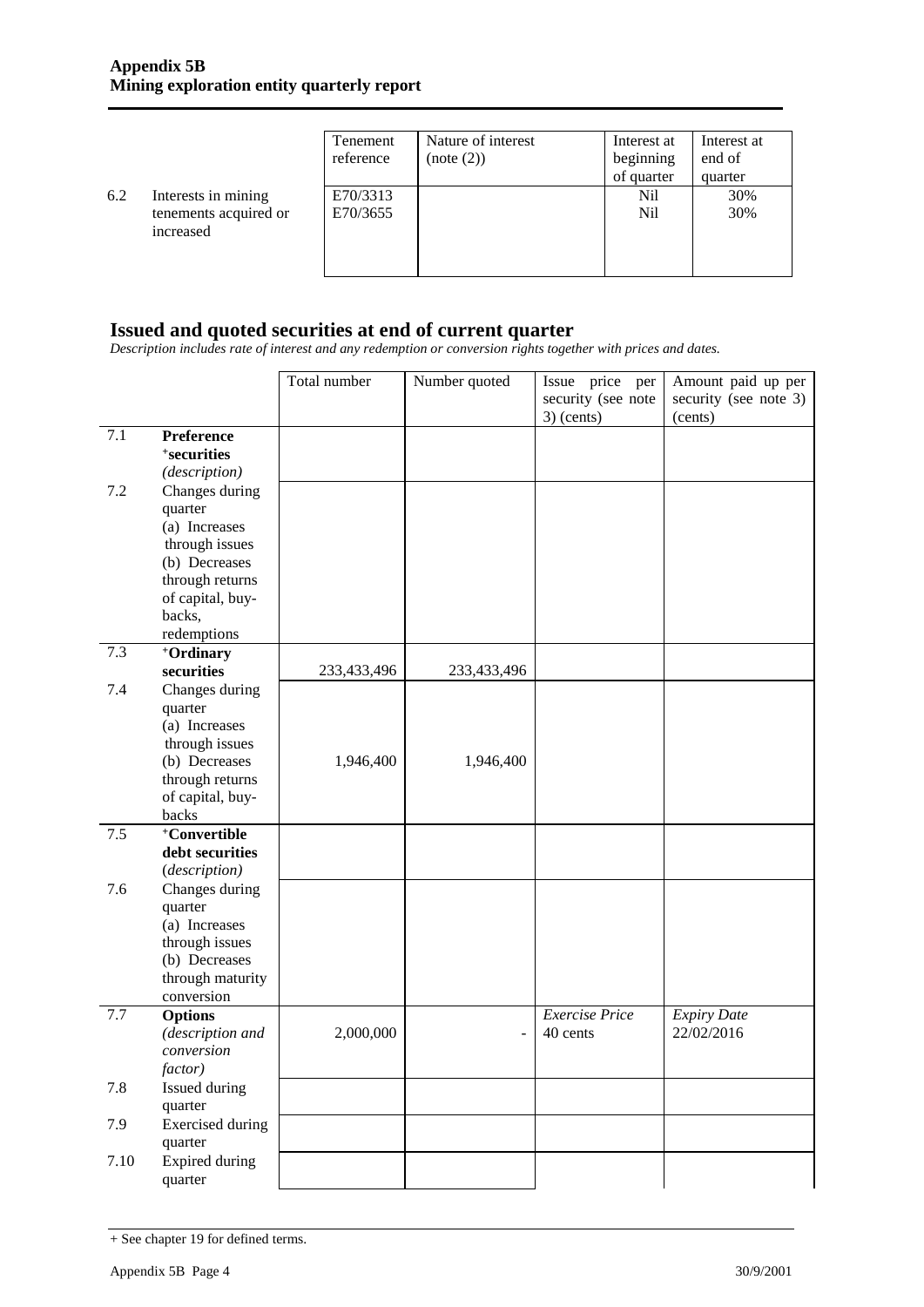| | | Tenement reference | Nature of interest (note (2)) | Interest at beginning of quarter | Interest at end of quarter |
|---|---|---|---|---|---|
| 6.2 | Interests in mining tenements acquired or increased | E70/3313<br>E70/3655 | | Nil<br>Nil | 30%<br>30% |

## Issued and quoted securities at end of current quarter

*Description includes rate of interest and any redemption or conversion rights together with prices and dates.*

| | | Total number | Number quoted | Issue price per security (see note 3) (cents) | Amount paid up per security (see note 3) (cents) |
|---|---|---|---|---|---|
| 7.1 | **Preference +securities** *(description)* | | | | |
| 7.2 | Changes during quarter<br>(a) Increases through issues<br>(b) Decreases through returns of capital, buy-backs, redemptions | | | | |
| 7.3 | **+Ordinary securities** | 233,433,496 | 233,433,496 | | |
| 7.4 | Changes during quarter<br>(a) Increases through issues<br>(b) Decreases through returns of capital, buy-backs | 1,946,400 | 1,946,400 | | |
| 7.5 | **+Convertible debt securities** *(description)* | | | | |
| 7.6 | Changes during quarter<br>(a) Increases through issues<br>(b) Decreases through maturity conversion | | | | |
| 7.7 | **Options** *(description and conversion factor)* | 2,000,000 | - | *Exercise Price*<br>40 cents | *Expiry Date*<br>22/02/2016 |
| 7.8 | Issued during quarter | | | | |
| 7.9 | Exercised during quarter | | | | |
| 7.10 | Expired during quarter | | | | |

+ See chapter 19 for defined terms.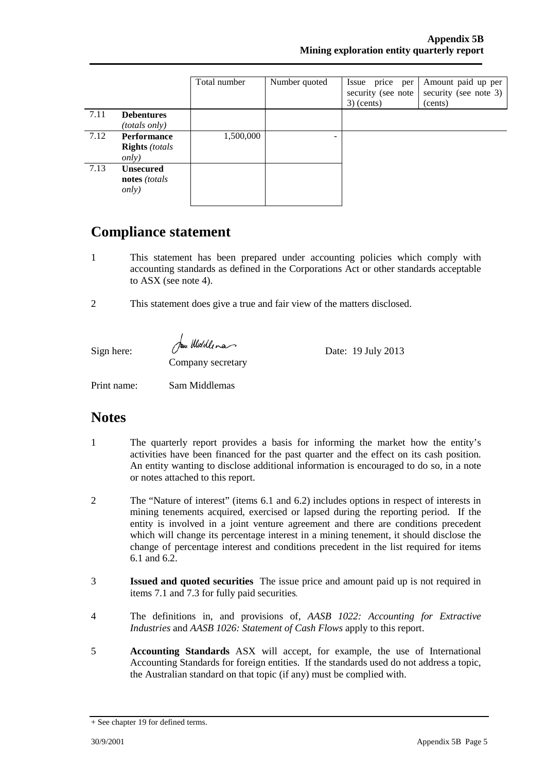| | | Total number | Number quoted | Issue price per security (see note 3) (cents) | Amount paid up per security (see note 3) (cents) |
|---|---|---|---|---|---|
| 7.11 | **Debentures** *(totals only)* | | | | |
| 7.12 | **Performance Rights** *(totals only)* | 1,500,000 | - | | |
| 7.13 | **Unsecured notes** *(totals only)* | | | | |

# Compliance statement

1 This statement has been prepared under accounting policies which comply with accounting standards as defined in the Corporations Act or other standards acceptable to ASX (see note 4).

2 This statement does give a true and fair view of the matters disclosed.

Sign here: Company secretary Date: 19 July 2013

Print name: Sam Middlemas

# Notes

1 The quarterly report provides a basis for informing the market how the entity's activities have been financed for the past quarter and the effect on its cash position. An entity wanting to disclose additional information is encouraged to do so, in a note or notes attached to this report.

2 The "Nature of interest" (items 6.1 and 6.2) includes options in respect of interests in mining tenements acquired, exercised or lapsed during the reporting period. If the entity is involved in a joint venture agreement and there are conditions precedent which will change its percentage interest in a mining tenement, it should disclose the change of percentage interest and conditions precedent in the list required for items 6.1 and 6.2.

3 **Issued and quoted securities** The issue price and amount paid up is not required in items 7.1 and 7.3 for fully paid securities.

4 The definitions in, and provisions of, *AASB 1022: Accounting for Extractive Industries* and *AASB 1026: Statement of Cash Flows* apply to this report.

5 **Accounting Standards** ASX will accept, for example, the use of International Accounting Standards for foreign entities. If the standards used do not address a topic, the Australian standard on that topic (if any) must be complied with.

+ See chapter 19 for defined terms.